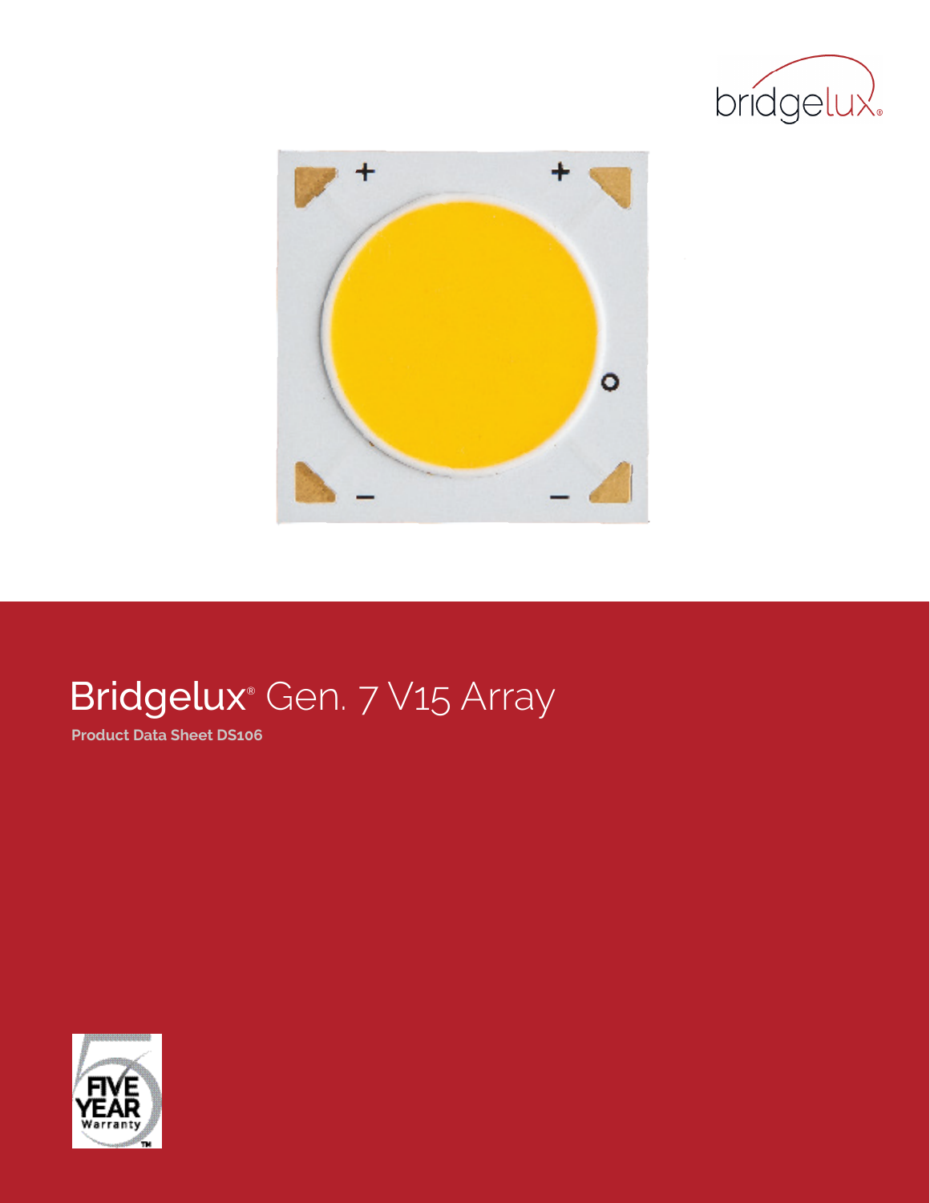# Bridgelux® Gen. 7 V15 Array

**Product Data Sheet DS106**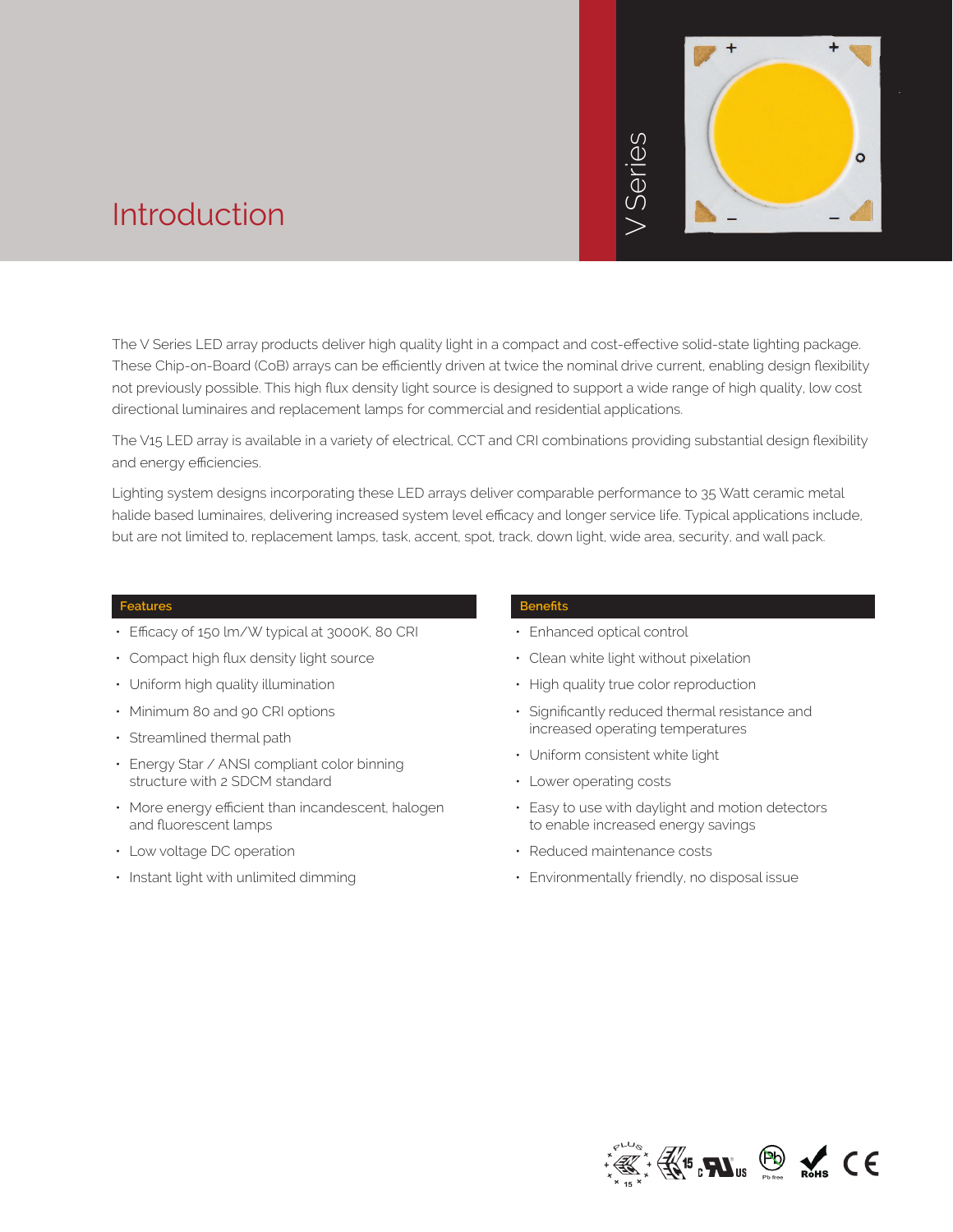# Introduction

V Series

The V Series LED array products deliver high quality light in a compact and cost-effective solid-state lighting package. These Chip-on-Board (CoB) arrays can be efficiently driven at twice the nominal drive current, enabling design flexibility not previously possible. This high flux density light source is designed to support a wide range of high quality, low cost directional luminaires and replacement lamps for commercial and residential applications.

The V15 LED array is available in a variety of electrical, CCT and CRI combinations providing substantial design flexibility and energy efficiencies.

Lighting system designs incorporating these LED arrays deliver comparable performance to 35 Watt ceramic metal halide based luminaires, delivering increased system level efficacy and longer service life. Typical applications include, but are not limited to, replacement lamps, task, accent, spot, track, down light, wide area, security, and wall pack.

## Features

- Efficacy of 150 lm/W typical at 3000K, 80 CRI
- Compact high flux density light source
- Uniform high quality illumination
- Minimum 80 and 90 CRI options
- Streamlined thermal path
- Energy Star / ANSI compliant color binning structure with 2 SDCM standard
- More energy efficient than incandescent, halogen and fluorescent lamps
- Low voltage DC operation
- Instant light with unlimited dimming

## Benefits

- Enhanced optical control
- Clean white light without pixelation
- High quality true color reproduction
- Significantly reduced thermal resistance and increased operating temperatures
- Uniform consistent white light
- Lower operating costs
- Easy to use with daylight and motion detectors to enable increased energy savings
- Reduced maintenance costs
- Environmentally friendly, no disposal issue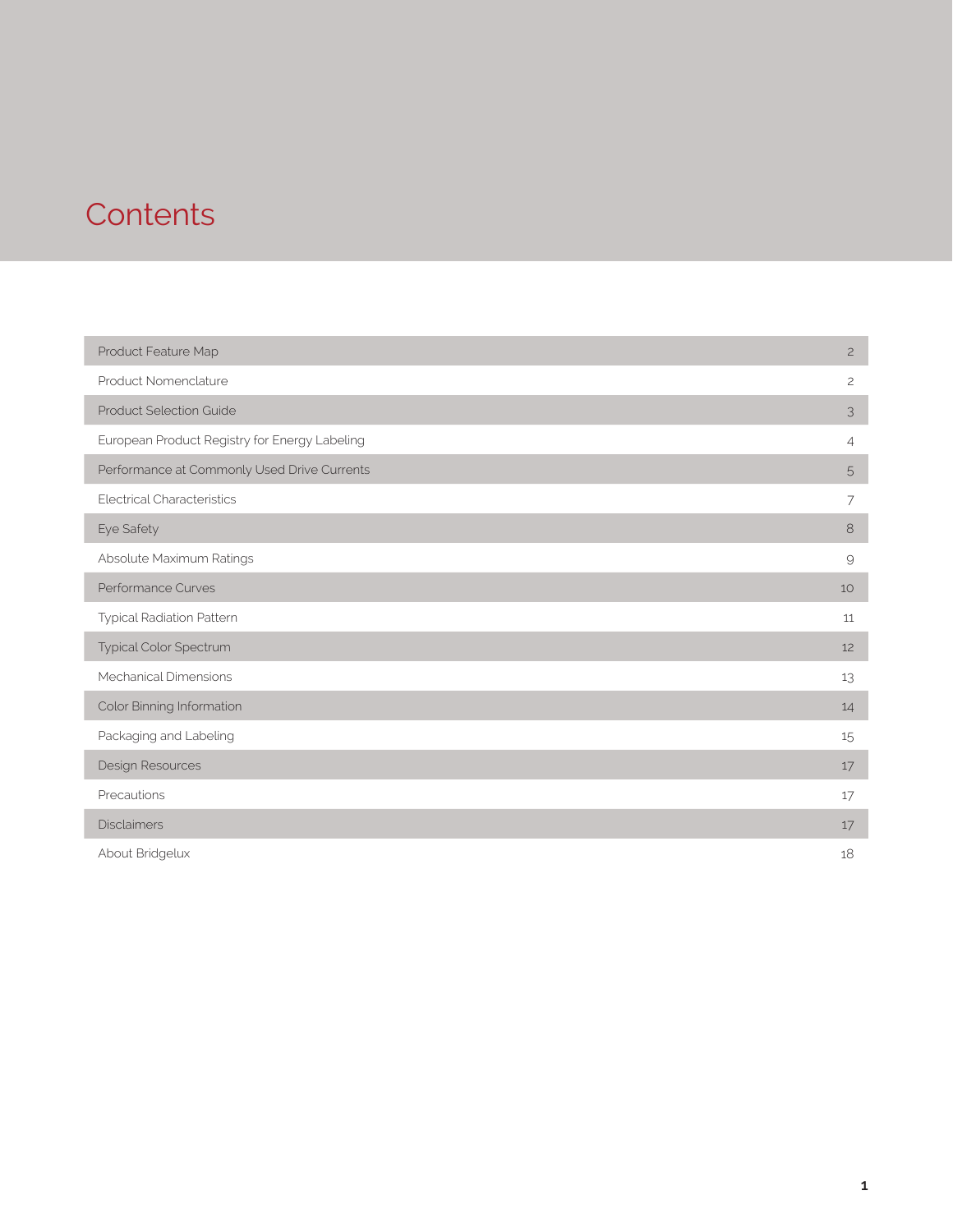# Contents

| Section | Page |
|---|---|
| Product Feature Map | 2 |
| Product Nomenclature | 2 |
| Product Selection Guide | 3 |
| European Product Registry for Energy Labeling | 4 |
| Performance at Commonly Used Drive Currents | 5 |
| Electrical Characteristics | 7 |
| Eye Safety | 8 |
| Absolute Maximum Ratings | 9 |
| Performance Curves | 10 |
| Typical Radiation Pattern | 11 |
| Typical Color Spectrum | 12 |
| Mechanical Dimensions | 13 |
| Color Binning Information | 14 |
| Packaging and Labeling | 15 |
| Design Resources | 17 |
| Precautions | 17 |
| Disclaimers | 17 |
| About Bridgelux | 18 |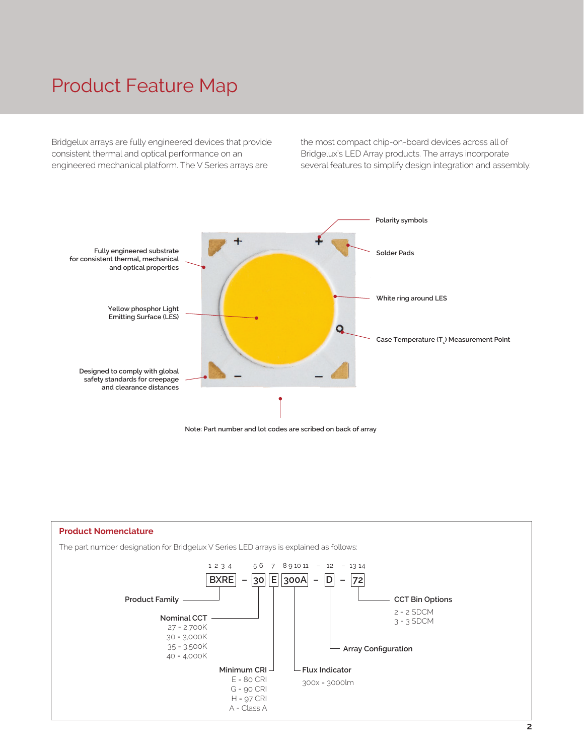# Product Feature Map

Bridgelux arrays are fully engineered devices that provide consistent thermal and optical performance on an engineered mechanical platform. The V Series arrays are the most compact chip-on-board devices across all of Bridgelux's LED Array products. The arrays incorporate several features to simplify design integration and assembly.

- Fully engineered substrate for consistent thermal, mechanical and optical properties
- Yellow phosphor Light Emitting Surface (LES)
- Designed to comply with global safety standards for creepage and clearance distances
- Polarity symbols
- Solder Pads
- White ring around LES
- Case Temperature ($T_c$) Measurement Point

Note: Part number and lot codes are scribed on back of array

## Product Nomenclature

The part number designation for Bridgelux V Series LED arrays is explained as follows:

| 1 2 3 4 | | 5 6 | 7 | 8 9 10 11 | – | 12 | – | 13 14 |
|---|---|---|---|---|---|---|---|---|
| BXRE | – | 30 | E | 300A | – | D | – | 72 |

**Product Family** (BXRE)

**Nominal CCT**
- 27 = 2,700K
- 30 = 3,000K
- 35 = 3,500K
- 40 = 4,000K

**Minimum CRI**
- E = 80 CRI
- G = 90 CRI
- H = 97 CRI
- A = Class A

**Flux Indicator**
- 300x = 3000lm

**Array Configuration**

**CCT Bin Options**
- 2 = 2 SDCM
- 3 = 3 SDCM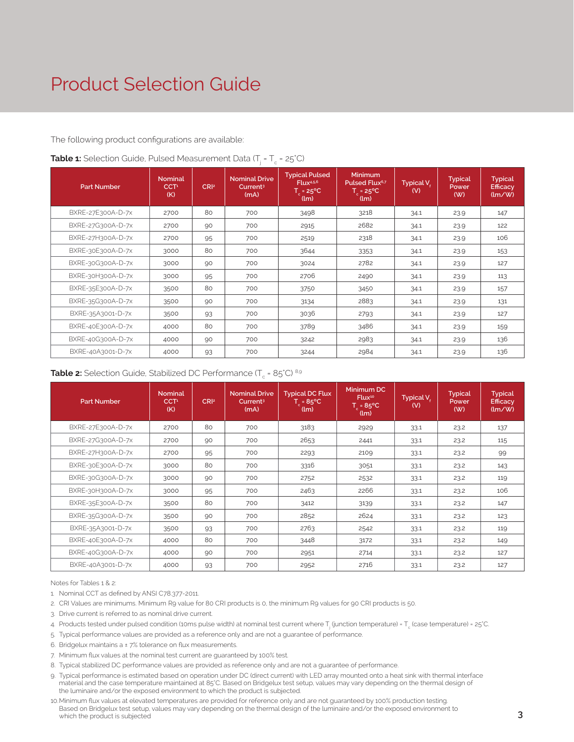# Product Selection Guide

The following product configurations are available:

**Table 1:** Selection Guide, Pulsed Measurement Data ($T_j = T_c = 25°C$)

| Part Number | Nominal CCT[1] (K) | CRI[2] | Nominal Drive Current[3] (mA) | Typical Pulsed Flux[4,5,6] $T_c = 25°C$ (lm) | Minimum Pulsed Flux[6,7] $T_c = 25°C$ (lm) | Typical $V_f$ (V) | Typical Power (W) | Typical Efficacy (lm/W) |
|---|---|---|---|---|---|---|---|---|
| BXRE-27E300A-D-7x | 2700 | 80 | 700 | 3498 | 3218 | 34.1 | 23.9 | 147 |
| BXRE-27G300A-D-7x | 2700 | 90 | 700 | 2915 | 2682 | 34.1 | 23.9 | 122 |
| BXRE-27H300A-D-7x | 2700 | 95 | 700 | 2519 | 2318 | 34.1 | 23.9 | 106 |
| BXRE-30E300A-D-7x | 3000 | 80 | 700 | 3644 | 3353 | 34.1 | 23.9 | 153 |
| BXRE-30G300A-D-7x | 3000 | 90 | 700 | 3024 | 2782 | 34.1 | 23.9 | 127 |
| BXRE-30H300A-D-7x | 3000 | 95 | 700 | 2706 | 2490 | 34.1 | 23.9 | 113 |
| BXRE-35E300A-D-7x | 3500 | 80 | 700 | 3750 | 3450 | 34.1 | 23.9 | 157 |
| BXRE-35G300A-D-7x | 3500 | 90 | 700 | 3134 | 2883 | 34.1 | 23.9 | 131 |
| BXRE-35A3001-D-7x | 3500 | 93 | 700 | 3036 | 2793 | 34.1 | 23.9 | 127 |
| BXRE-40E300A-D-7x | 4000 | 80 | 700 | 3789 | 3486 | 34.1 | 23.9 | 159 |
| BXRE-40G300A-D-7x | 4000 | 90 | 700 | 3242 | 2983 | 34.1 | 23.9 | 136 |
| BXRE-40A3001-D-7x | 4000 | 93 | 700 | 3244 | 2984 | 34.1 | 23.9 | 136 |

**Table 2:** Selection Guide, Stabilized DC Performance ($T_c = 85°C$) [8,9]

| Part Number | Nominal CCT[1] (K) | CRI[2] | Nominal Drive Current[3] (mA) | Typical DC Flux $T_c = 85°C$ (lm) | Minimum DC Flux[10] $T_c = 85°C$ (lm) | Typical $V_f$ (V) | Typical Power (W) | Typical Efficacy (lm/W) |
|---|---|---|---|---|---|---|---|---|
| BXRE-27E300A-D-7x | 2700 | 80 | 700 | 3183 | 2929 | 33.1 | 23.2 | 137 |
| BXRE-27G300A-D-7x | 2700 | 90 | 700 | 2653 | 2441 | 33.1 | 23.2 | 115 |
| BXRE-27H300A-D-7x | 2700 | 95 | 700 | 2293 | 2109 | 33.1 | 23.2 | 99 |
| BXRE-30E300A-D-7x | 3000 | 80 | 700 | 3316 | 3051 | 33.1 | 23.2 | 143 |
| BXRE-30G300A-D-7x | 3000 | 90 | 700 | 2752 | 2532 | 33.1 | 23.2 | 119 |
| BXRE-30H300A-D-7x | 3000 | 95 | 700 | 2463 | 2266 | 33.1 | 23.2 | 106 |
| BXRE-35E300A-D-7x | 3500 | 80 | 700 | 3412 | 3139 | 33.1 | 23.2 | 147 |
| BXRE-35G300A-D-7x | 3500 | 90 | 700 | 2852 | 2624 | 33.1 | 23.2 | 123 |
| BXRE-35A3001-D-7x | 3500 | 93 | 700 | 2763 | 2542 | 33.1 | 23.2 | 119 |
| BXRE-40E300A-D-7x | 4000 | 80 | 700 | 3448 | 3172 | 33.1 | 23.2 | 149 |
| BXRE-40G300A-D-7x | 4000 | 90 | 700 | 2951 | 2714 | 33.1 | 23.2 | 127 |
| BXRE-40A3001-D-7x | 4000 | 93 | 700 | 2952 | 2716 | 33.1 | 23.2 | 127 |

Notes for Tables 1 & 2:

1. Nominal CCT as defined by ANSI C78.377-2011.
2. CRI Values are minimums. Minimum R9 value for 80 CRI products is 0, the minimum R9 values for 90 CRI products is 50.
3. Drive current is referred to as nominal drive current.
4. Products tested under pulsed condition (10ms pulse width) at nominal test current where $T_j$ (junction temperature) = $T_c$ (case temperature) = 25°C.
5. Typical performance values are provided as a reference only and are not a guarantee of performance.
6. Bridgelux maintains a ± 7% tolerance on flux measurements.
7. Minimum flux values at the nominal test current are guaranteed by 100% test.
8. Typical stabilized DC performance values are provided as reference only and are not a guarantee of performance.
9. Typical performance is estimated based on operation under DC (direct current) with LED array mounted onto a heat sink with thermal interface material and the case temperature maintained at 85°C. Based on Bridgelux test setup, values may vary depending on the thermal design of the luminaire and/or the exposed environment to which the product is subjected.
10. Minimum flux values at elevated temperatures are provided for reference only and are not guaranteed by 100% production testing. Based on Bridgelux test setup, values may vary depending on the thermal design of the luminaire and/or the exposed environment to which the product is subjected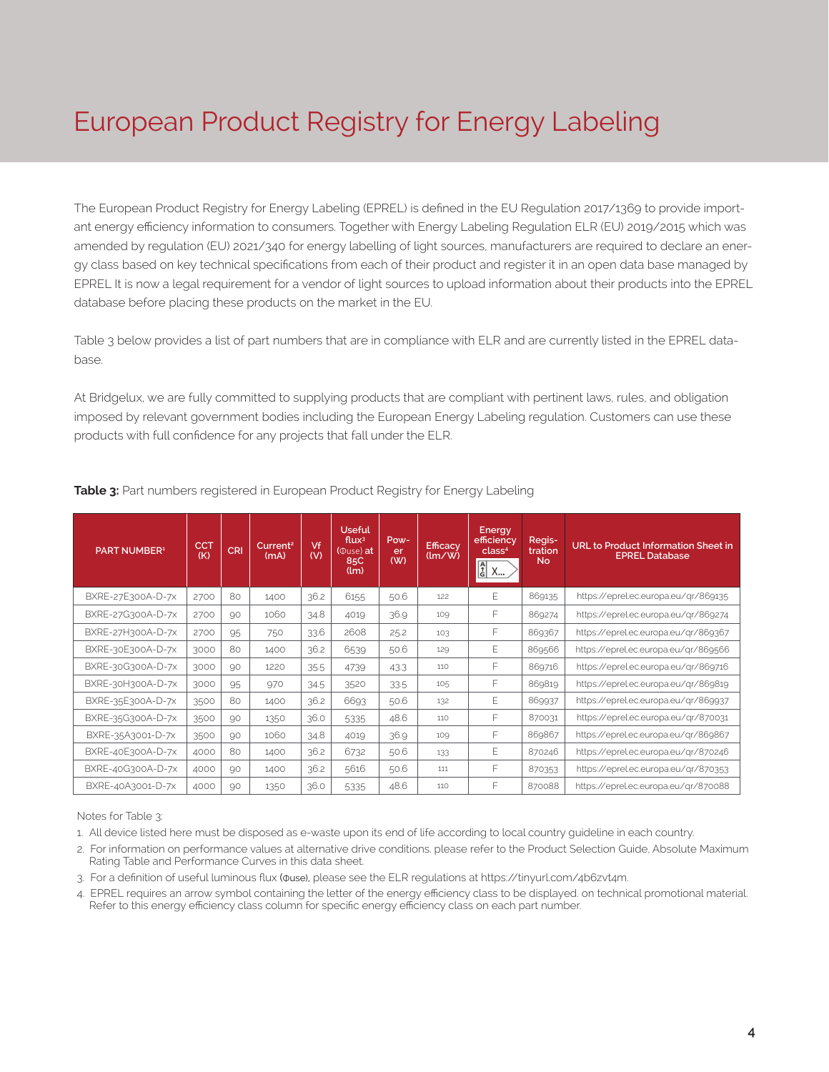# European Product Registry for Energy Labeling

The European Product Registry for Energy Labeling (EPREL) is defined in the EU Regulation 2017/1369 to provide important energy efficiency information to consumers. Together with Energy Labeling Regulation ELR (EU) 2019/2015 which was amended by regulation (EU) 2021/340 for energy labelling of light sources, manufacturers are required to declare an energy class based on key technical specifications from each of their product and register it in an open data base managed by EPREL It is now a legal requirement for a vendor of light sources to upload information about their products into the EPREL database before placing these products on the market in the EU.

Table 3 below provides a list of part numbers that are in compliance with ELR and are currently listed in the EPREL database.

At Bridgelux, we are fully committed to supplying products that are compliant with pertinent laws, rules, and obligation imposed by relevant government bodies including the European Energy Labeling regulation. Customers can use these products with full confidence for any projects that fall under the ELR.

**Table 3:** Part numbers registered in European Product Registry for Energy Labeling

| PART NUMBER[1] | CCT (K) | CRI | Current[2] (mA) | Vf (V) | Useful flux[3] (Φuse) at 85C (lm) | Power (W) | Efficacy (lm/W) | Energy efficiency class[4] | Registration No | URL to Product Information Sheet in EPREL Database |
|---|---|---|---|---|---|---|---|---|---|---|
| BXRE-27E300A-D-7x | 2700 | 80 | 1400 | 36.2 | 6155 | 50.6 | 122 | E | 869135 | https://eprel.ec.europa.eu/qr/869135 |
| BXRE-27G300A-D-7x | 2700 | 90 | 1060 | 34.8 | 4019 | 36.9 | 109 | F | 869274 | https://eprel.ec.europa.eu/qr/869274 |
| BXRE-27H300A-D-7x | 2700 | 95 | 750 | 33.6 | 2608 | 25.2 | 103 | F | 869367 | https://eprel.ec.europa.eu/qr/869367 |
| BXRE-30E300A-D-7x | 3000 | 80 | 1400 | 36.2 | 6539 | 50.6 | 129 | E | 869566 | https://eprel.ec.europa.eu/qr/869566 |
| BXRE-30G300A-D-7x | 3000 | 90 | 1220 | 35.5 | 4739 | 43.3 | 110 | F | 869716 | https://eprel.ec.europa.eu/qr/869716 |
| BXRE-30H300A-D-7x | 3000 | 95 | 970 | 34.5 | 3520 | 33.5 | 105 | F | 869819 | https://eprel.ec.europa.eu/qr/869819 |
| BXRE-35E300A-D-7x | 3500 | 80 | 1400 | 36.2 | 6693 | 50.6 | 132 | E | 869937 | https://eprel.ec.europa.eu/qr/869937 |
| BXRE-35G300A-D-7x | 3500 | 90 | 1350 | 36.0 | 5335 | 48.6 | 110 | F | 870031 | https://eprel.ec.europa.eu/qr/870031 |
| BXRE-35A3001-D-7x | 3500 | 90 | 1060 | 34.8 | 4019 | 36.9 | 109 | F | 869867 | https://eprel.ec.europa.eu/qr/869867 |
| BXRE-40E300A-D-7x | 4000 | 80 | 1400 | 36.2 | 6732 | 50.6 | 133 | E | 870246 | https://eprel.ec.europa.eu/qr/870246 |
| BXRE-40G300A-D-7x | 4000 | 90 | 1400 | 36.2 | 5616 | 50.6 | 111 | F | 870353 | https://eprel.ec.europa.eu/qr/870353 |
| BXRE-40A3001-D-7x | 4000 | 90 | 1350 | 36.0 | 5335 | 48.6 | 110 | F | 870088 | https://eprel.ec.europa.eu/qr/870088 |

Notes for Table 3:

1. All device listed here must be disposed as e-waste upon its end of life according to local country guideline in each country.
2. For information on performance values at alternative drive conditions. please refer to the Product Selection Guide, Absolute Maximum Rating Table and Performance Curves in this data sheet.
3. For a definition of useful luminous flux (Φuse), please see the ELR regulations at https://tinyurl.com/4b6zvt4m.
4. EPREL requires an arrow symbol containing the letter of the energy efficiency class to be displayed. on technical promotional material. Refer to this energy efficiency class column for specific energy efficiency class on each part number.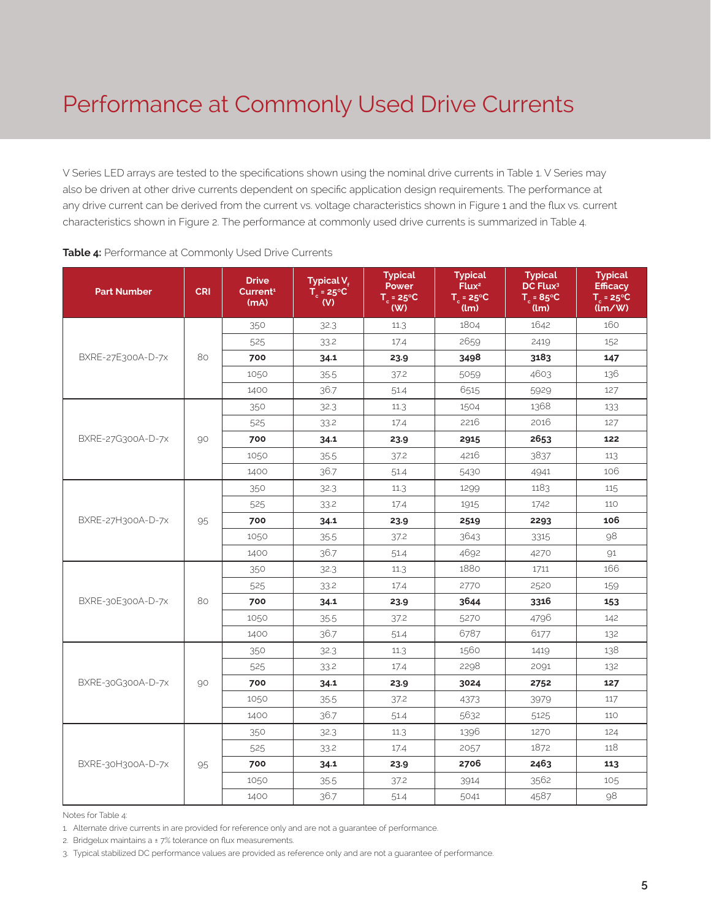# Performance at Commonly Used Drive Currents

V Series LED arrays are tested to the specifications shown using the nominal drive currents in Table 1. V Series may also be driven at other drive currents dependent on specific application design requirements. The performance at any drive current can be derived from the current vs. voltage characteristics shown in Figure 1 and the flux vs. current characteristics shown in Figure 2. The performance at commonly used drive currents is summarized in Table 4.

**Table 4:** Performance at Commonly Used Drive Currents

| Part Number | CRI | Drive Current[1] (mA) | Typical $V_f$ $T_c$ = 25°C (V) | Typical Power $T_c$ = 25°C (W) | Typical Flux[2] $T_c$ = 25°C (lm) | Typical DC Flux[3] $T_c$ = 85°C (lm) | Typical Efficacy $T_c$ = 25°C (lm/W) |
|---|---|---|---|---|---|---|---|
| BXRE-27E300A-D-7x | 80 | 350 | 32.3 | 11.3 | 1804 | 1642 | 160 |
| | | 525 | 33.2 | 17.4 | 2659 | 2419 | 152 |
| | | **700** | **34.1** | **23.9** | **3498** | **3183** | **147** |
| | | 1050 | 35.5 | 37.2 | 5059 | 4603 | 136 |
| | | 1400 | 36.7 | 51.4 | 6515 | 5929 | 127 |
| BXRE-27G300A-D-7x | 90 | 350 | 32.3 | 11.3 | 1504 | 1368 | 133 |
| | | 525 | 33.2 | 17.4 | 2216 | 2016 | 127 |
| | | **700** | **34.1** | **23.9** | **2915** | **2653** | **122** |
| | | 1050 | 35.5 | 37.2 | 4216 | 3837 | 113 |
| | | 1400 | 36.7 | 51.4 | 5430 | 4941 | 106 |
| BXRE-27H300A-D-7x | 95 | 350 | 32.3 | 11.3 | 1299 | 1183 | 115 |
| | | 525 | 33.2 | 17.4 | 1915 | 1742 | 110 |
| | | **700** | **34.1** | **23.9** | **2519** | **2293** | **106** |
| | | 1050 | 35.5 | 37.2 | 3643 | 3315 | 98 |
| | | 1400 | 36.7 | 51.4 | 4692 | 4270 | 91 |
| BXRE-30E300A-D-7x | 80 | 350 | 32.3 | 11.3 | 1880 | 1711 | 166 |
| | | 525 | 33.2 | 17.4 | 2770 | 2520 | 159 |
| | | **700** | **34.1** | **23.9** | **3644** | **3316** | **153** |
| | | 1050 | 35.5 | 37.2 | 5270 | 4796 | 142 |
| | | 1400 | 36.7 | 51.4 | 6787 | 6177 | 132 |
| BXRE-30G300A-D-7x | 90 | 350 | 32.3 | 11.3 | 1560 | 1419 | 138 |
| | | 525 | 33.2 | 17.4 | 2298 | 2091 | 132 |
| | | **700** | **34.1** | **23.9** | **3024** | **2752** | **127** |
| | | 1050 | 35.5 | 37.2 | 4373 | 3979 | 117 |
| | | 1400 | 36.7 | 51.4 | 5632 | 5125 | 110 |
| BXRE-30H300A-D-7x | 95 | 350 | 32.3 | 11.3 | 1396 | 1270 | 124 |
| | | 525 | 33.2 | 17.4 | 2057 | 1872 | 118 |
| | | **700** | **34.1** | **23.9** | **2706** | **2463** | **113** |
| | | 1050 | 35.5 | 37.2 | 3914 | 3562 | 105 |
| | | 1400 | 36.7 | 51.4 | 5041 | 4587 | 98 |

Notes for Table 4:

1. Alternate drive currents in are provided for reference only and are not a guarantee of performance.
2. Bridgelux maintains a ± 7% tolerance on flux measurements.
3. Typical stabilized DC performance values are provided as reference only and are not a guarantee of performance.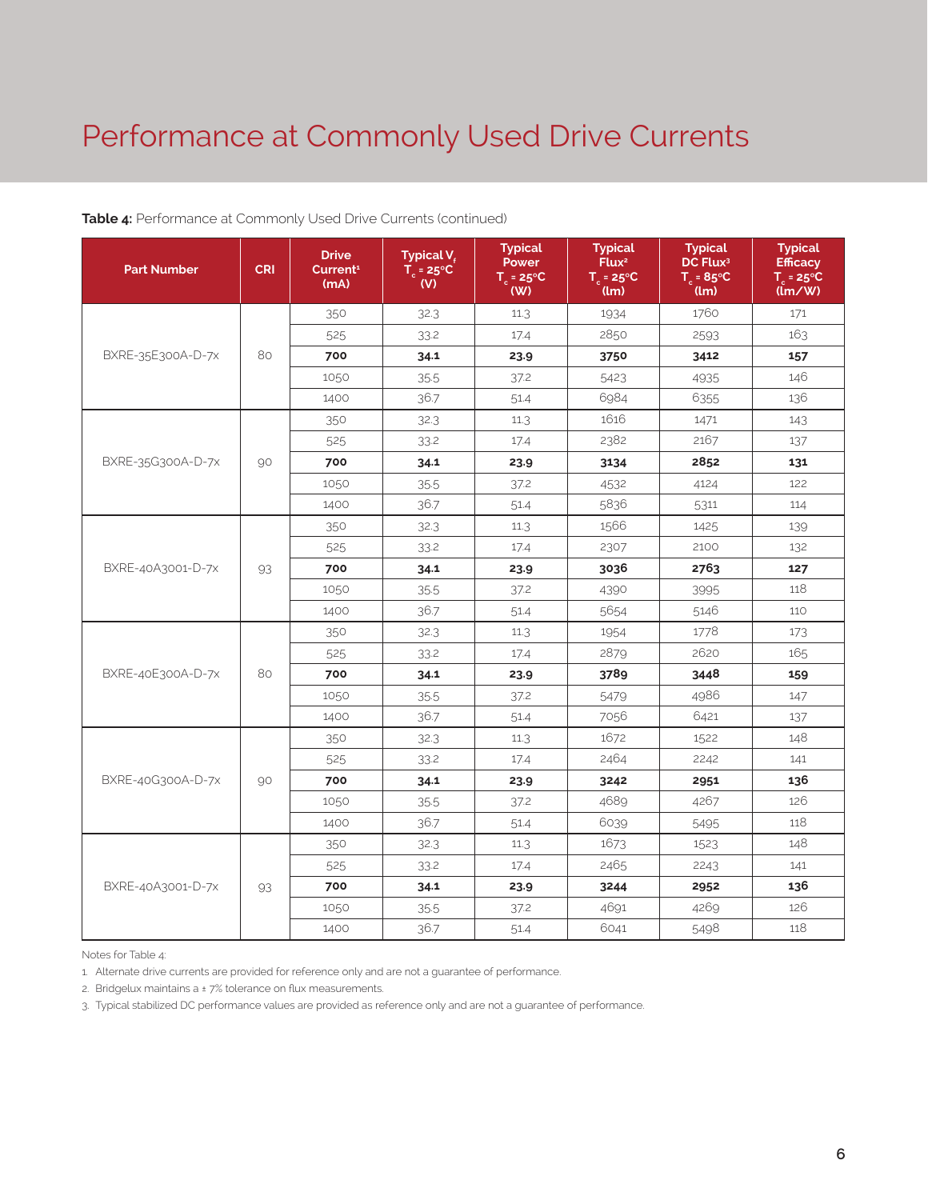# Performance at Commonly Used Drive Currents

**Table 4:** Performance at Commonly Used Drive Currents (continued)

| Part Number | CRI | Drive Current[1] (mA) | Typical $V_f$ $T_c$ = 25°C (V) | Typical Power $T_c$ = 25°C (W) | Typical Flux[2] $T_c$ = 25°C (lm) | Typical DC Flux[3] $T_c$ = 85°C (lm) | Typical Efficacy $T_c$ = 25°C (lm/W) |
|---|---|---|---|---|---|---|---|
| BXRE-35E300A-D-7x | 80 | 350 | 32.3 | 11.3 | 1934 | 1760 | 171 |
| | | 525 | 33.2 | 17.4 | 2850 | 2593 | 163 |
| | | **700** | **34.1** | **23.9** | **3750** | **3412** | **157** |
| | | 1050 | 35.5 | 37.2 | 5423 | 4935 | 146 |
| | | 1400 | 36.7 | 51.4 | 6984 | 6355 | 136 |
| BXRE-35G300A-D-7x | 90 | 350 | 32.3 | 11.3 | 1616 | 1471 | 143 |
| | | 525 | 33.2 | 17.4 | 2382 | 2167 | 137 |
| | | **700** | **34.1** | **23.9** | **3134** | **2852** | **131** |
| | | 1050 | 35.5 | 37.2 | 4532 | 4124 | 122 |
| | | 1400 | 36.7 | 51.4 | 5836 | 5311 | 114 |
| BXRE-40A3001-D-7x | 93 | 350 | 32.3 | 11.3 | 1566 | 1425 | 139 |
| | | 525 | 33.2 | 17.4 | 2307 | 2100 | 132 |
| | | **700** | **34.1** | **23.9** | **3036** | **2763** | **127** |
| | | 1050 | 35.5 | 37.2 | 4390 | 3995 | 118 |
| | | 1400 | 36.7 | 51.4 | 5654 | 5146 | 110 |
| BXRE-40E300A-D-7x | 80 | 350 | 32.3 | 11.3 | 1954 | 1778 | 173 |
| | | 525 | 33.2 | 17.4 | 2879 | 2620 | 165 |
| | | **700** | **34.1** | **23.9** | **3789** | **3448** | **159** |
| | | 1050 | 35.5 | 37.2 | 5479 | 4986 | 147 |
| | | 1400 | 36.7 | 51.4 | 7056 | 6421 | 137 |
| BXRE-40G300A-D-7x | 90 | 350 | 32.3 | 11.3 | 1672 | 1522 | 148 |
| | | 525 | 33.2 | 17.4 | 2464 | 2242 | 141 |
| | | **700** | **34.1** | **23.9** | **3242** | **2951** | **136** |
| | | 1050 | 35.5 | 37.2 | 4689 | 4267 | 126 |
| | | 1400 | 36.7 | 51.4 | 6039 | 5495 | 118 |
| BXRE-40A3001-D-7x | 93 | 350 | 32.3 | 11.3 | 1673 | 1523 | 148 |
| | | 525 | 33.2 | 17.4 | 2465 | 2243 | 141 |
| | | **700** | **34.1** | **23.9** | **3244** | **2952** | **136** |
| | | 1050 | 35.5 | 37.2 | 4691 | 4269 | 126 |
| | | 1400 | 36.7 | 51.4 | 6041 | 5498 | 118 |

Notes for Table 4:

1. Alternate drive currents are provided for reference only and are not a guarantee of performance.
2. Bridgelux maintains a ± 7% tolerance on flux measurements.
3. Typical stabilized DC performance values are provided as reference only and are not a guarantee of performance.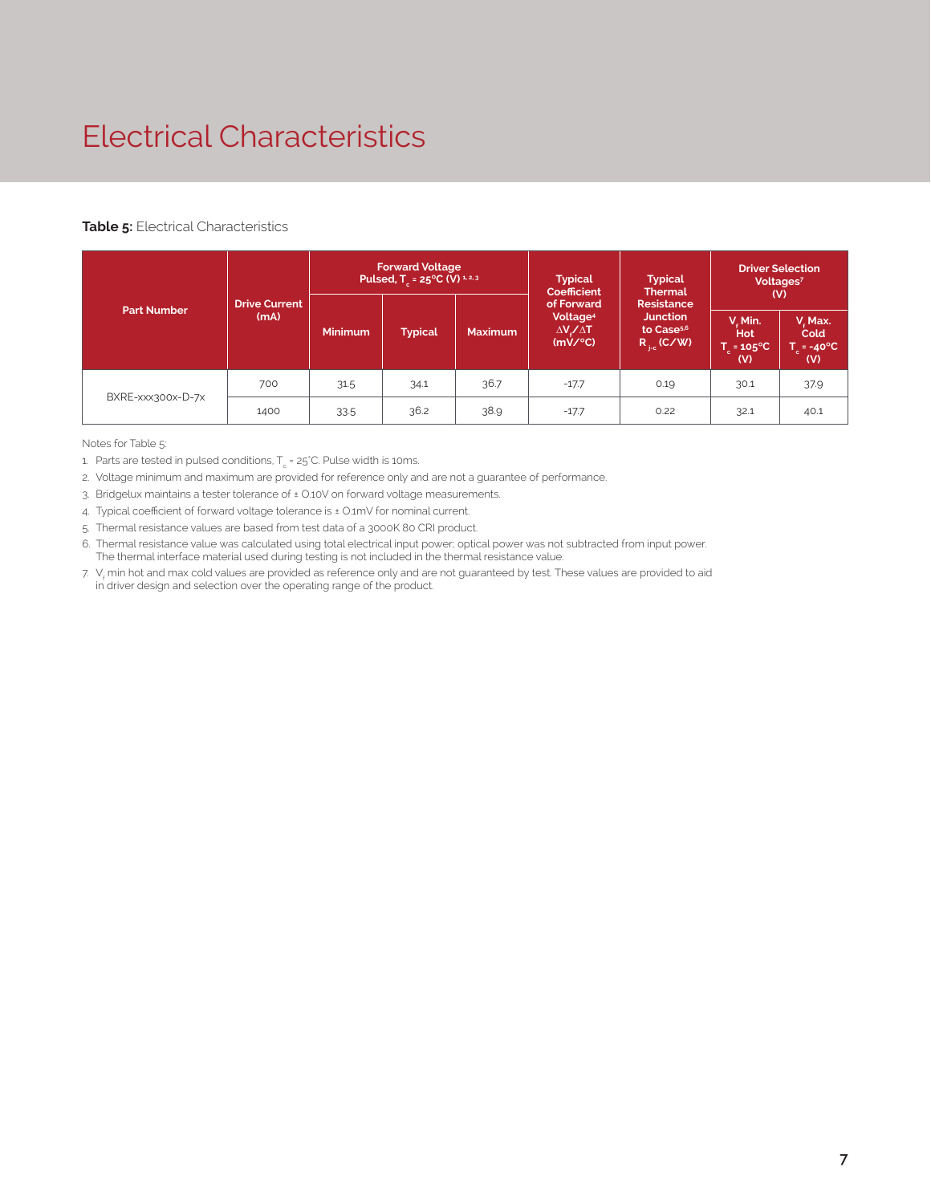# Electrical Characteristics

**Table 5:** Electrical Characteristics

| Part Number | Drive Current (mA) | Forward Voltage Pulsed, $T_c$ = 25°C (V) [1, 2, 3] | | | Typical Coefficient of Forward Voltage[4] $\Delta V_f / \Delta T$ (mV/°C) | Typical Thermal Resistance Junction to Case[5,6] $R_{j-c}$ (C/W) | Driver Selection Voltages[7] (V) | |
|---|---|---|---|---|---|---|---|---|
| | | Minimum | Typical | Maximum | | | $V_f$ Min. Hot $T_c$ = 105°C (V) | $V_f$ Max. Cold $T_c$ = -40°C (V) |
| BXRE-xxx300x-D-7x | 700 | 31.5 | 34.1 | 36.7 | -17.7 | 0.19 | 30.1 | 37.9 |
| | 1400 | 33.5 | 36.2 | 38.9 | -17.7 | 0.22 | 32.1 | 40.1 |

Notes for Table 5:

1. Parts are tested in pulsed conditions, $T_c$ = 25°C. Pulse width is 10ms.
2. Voltage minimum and maximum are provided for reference only and are not a guarantee of performance.
3. Bridgelux maintains a tester tolerance of ± 0.10V on forward voltage measurements.
4. Typical coefficient of forward voltage tolerance is ± 0.1mV for nominal current.
5. Thermal resistance values are based from test data of a 3000K 80 CRI product.
6. Thermal resistance value was calculated using total electrical input power; optical power was not subtracted from input power. The thermal interface material used during testing is not included in the thermal resistance value.
7. $V_f$ min hot and max cold values are provided as reference only and are not guaranteed by test. These values are provided to aid in driver design and selection over the operating range of the product.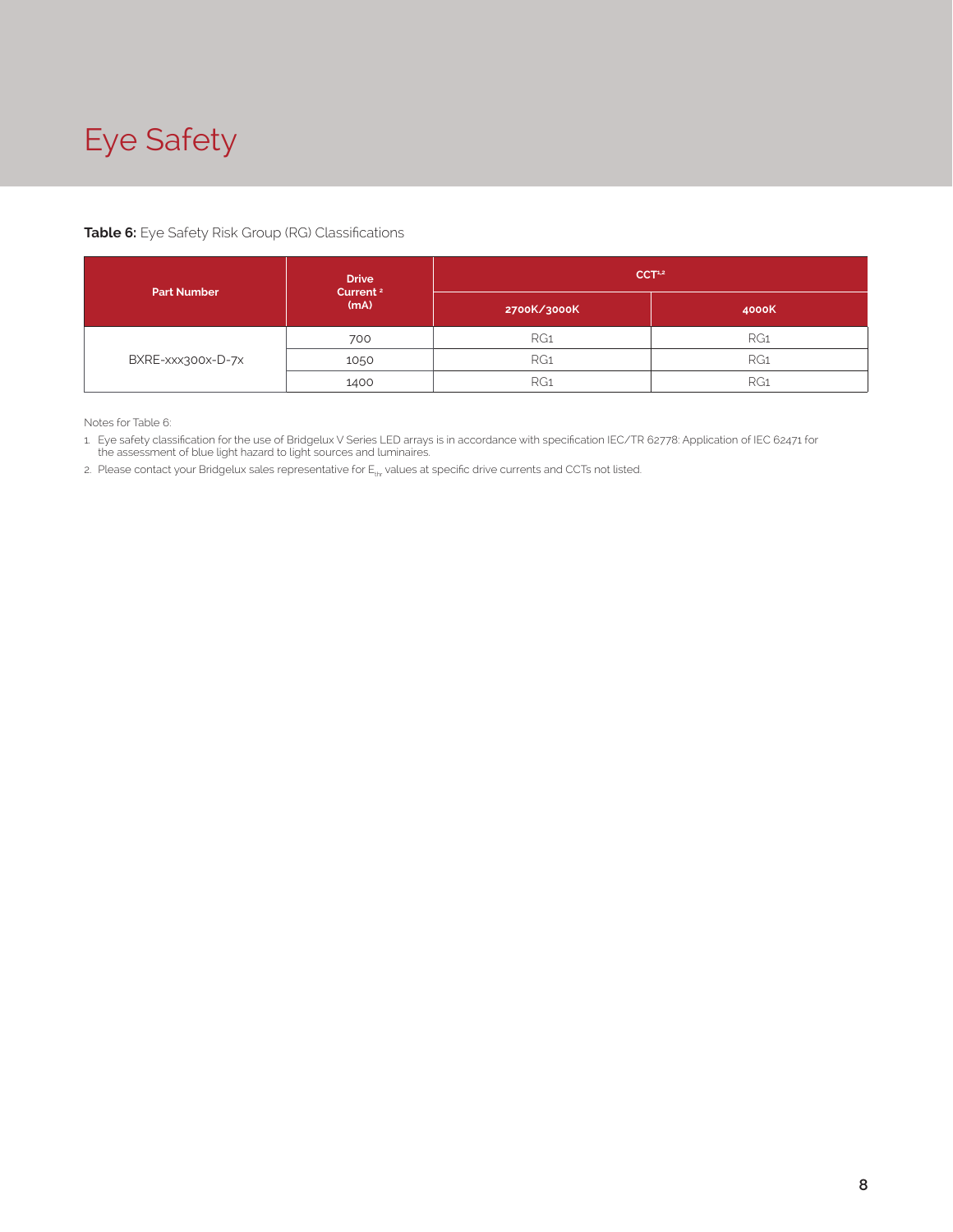# Eye Safety

**Table 6:** Eye Safety Risk Group (RG) Classifications

| Part Number | Drive Current [2] (mA) | CCT[1,2] | |
|---|---|---|---|
| | | 2700K/3000K | 4000K |
| BXRE-xxx300x-D-7x | 700 | RG1 | RG1 |
| | 1050 | RG1 | RG1 |
| | 1400 | RG1 | RG1 |

Notes for Table 6:

1. Eye safety classification for the use of Bridgelux V Series LED arrays is in accordance with specification IEC/TR 62778: Application of IEC 62471 for the assessment of blue light hazard to light sources and luminaires.
2. Please contact your Bridgelux sales representative for $E_{thr}$ values at specific drive currents and CCTs not listed.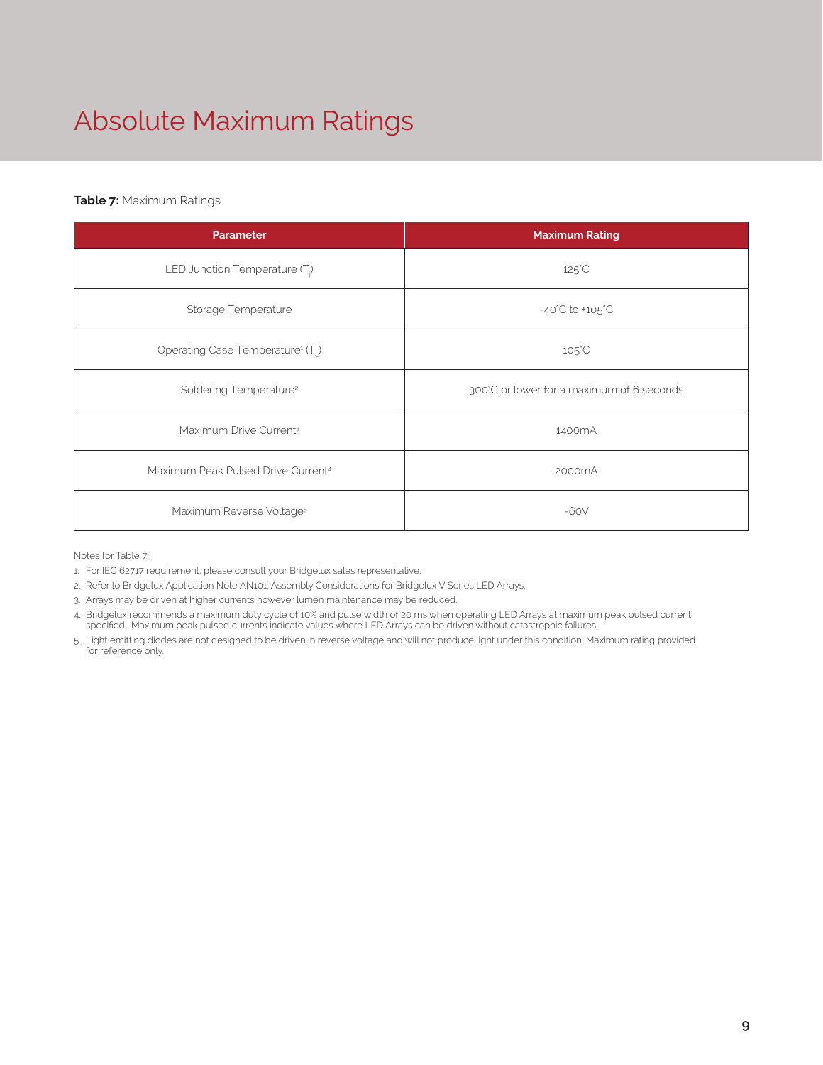# Absolute Maximum Ratings

**Table 7:** Maximum Ratings

| Parameter | Maximum Rating |
|---|---|
| LED Junction Temperature ($T_j$) | 125°C |
| Storage Temperature | -40°C to +105°C |
| Operating Case Temperature[1] ($T_c$) | 105°C |
| Soldering Temperature[2] | 300°C or lower for a maximum of 6 seconds |
| Maximum Drive Current[3] | 1400mA |
| Maximum Peak Pulsed Drive Current[4] | 2000mA |
| Maximum Reverse Voltage[5] | -60V |

Notes for Table 7:

1. For IEC 62717 requirement, please consult your Bridgelux sales representative.
2. Refer to Bridgelux Application Note AN101: Assembly Considerations for Bridgelux V Series LED Arrays.
3. Arrays may be driven at higher currents however lumen maintenance may be reduced.
4. Bridgelux recommends a maximum duty cycle of 10% and pulse width of 20 ms when operating LED Arrays at maximum peak pulsed current specified. Maximum peak pulsed currents indicate values where LED Arrays can be driven without catastrophic failures.
5. Light emitting diodes are not designed to be driven in reverse voltage and will not produce light under this condition. Maximum rating provided for reference only.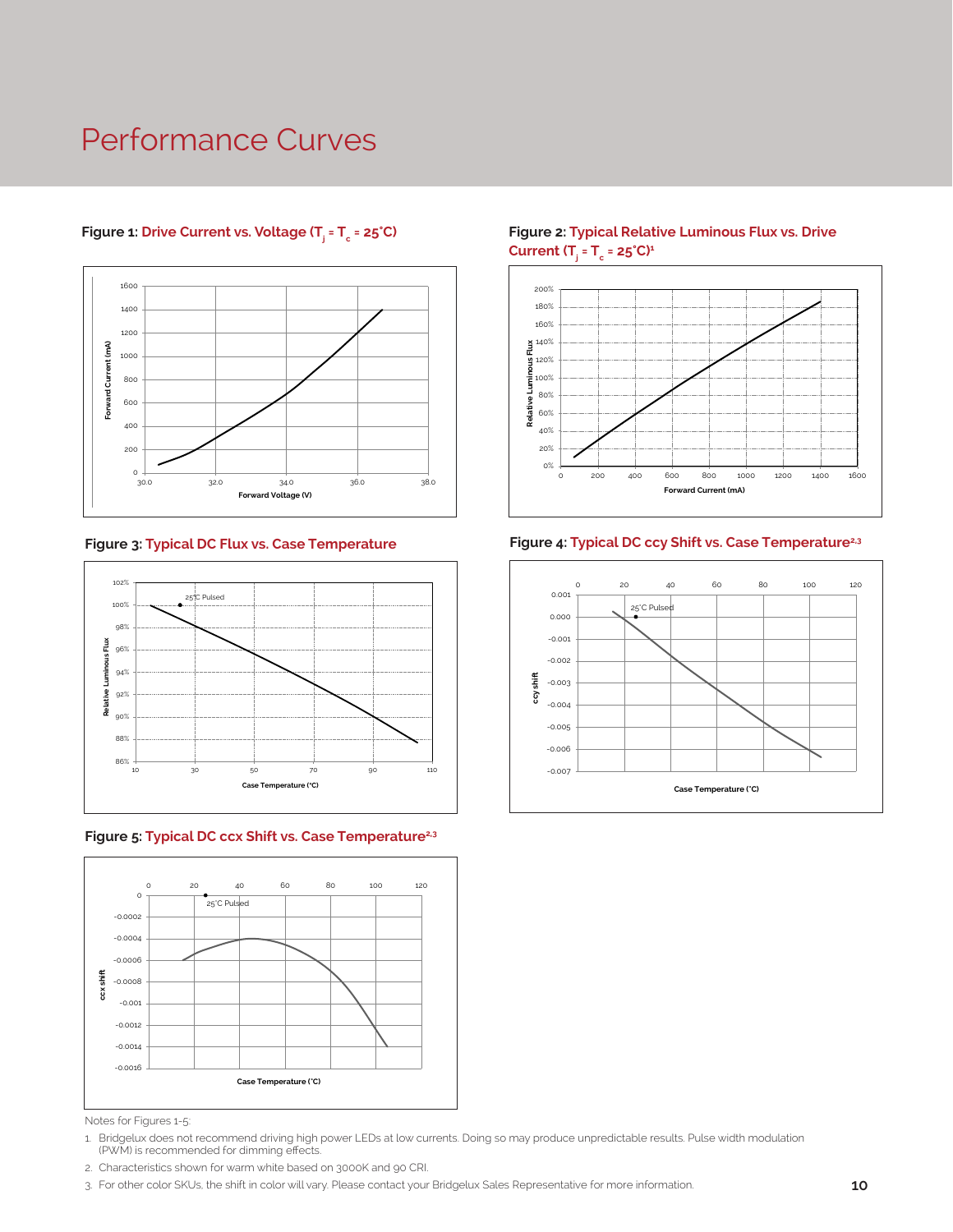# Performance Curves

**Figure 1:** Drive Current vs. Voltage ($T_j = T_c = 25°C$)

**Figure 2:** Typical Relative Luminous Flux vs. Drive Current ($T_j = T_c = 25°C$)[1]

**Figure 3:** Typical DC Flux vs. Case Temperature

**Figure 4:** Typical DC ccy Shift vs. Case Temperature[2,3]

**Figure 5:** Typical DC ccx Shift vs. Case Temperature[2,3]

Notes for Figures 1-5:

1. Bridgelux does not recommend driving high power LEDs at low currents. Doing so may produce unpredictable results. Pulse width modulation (PWM) is recommended for dimming effects.
2. Characteristics shown for warm white based on 3000K and 90 CRI.
3. For other color SKUs, the shift in color will vary. Please contact your Bridgelux Sales Representative for more information.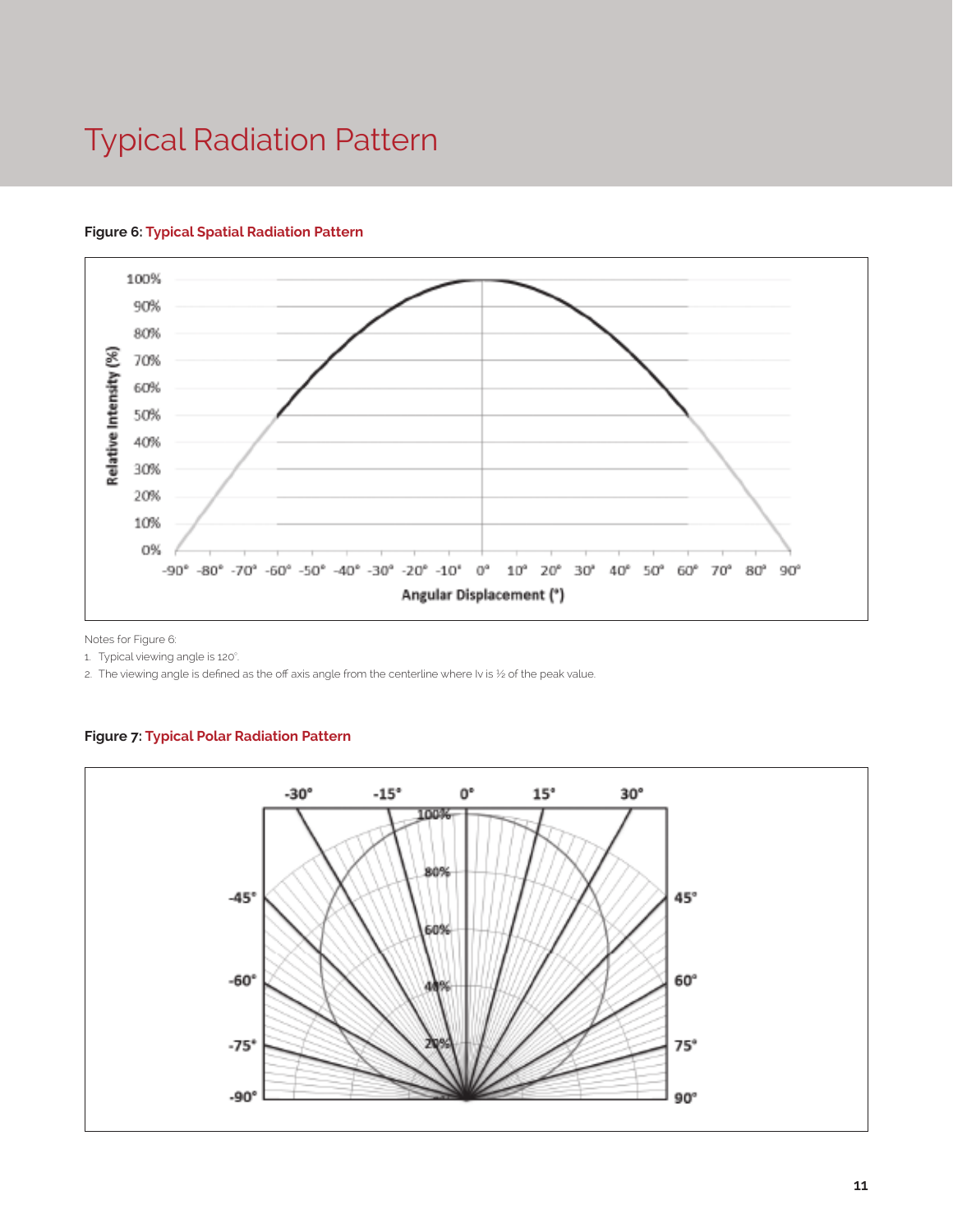# Typical Radiation Pattern

**Figure 6: Typical Spatial Radiation Pattern**

Notes for Figure 6:

1. Typical viewing angle is 120°.
2. The viewing angle is defined as the off axis angle from the centerline where Iv is ½ of the peak value.

**Figure 7: Typical Polar Radiation Pattern**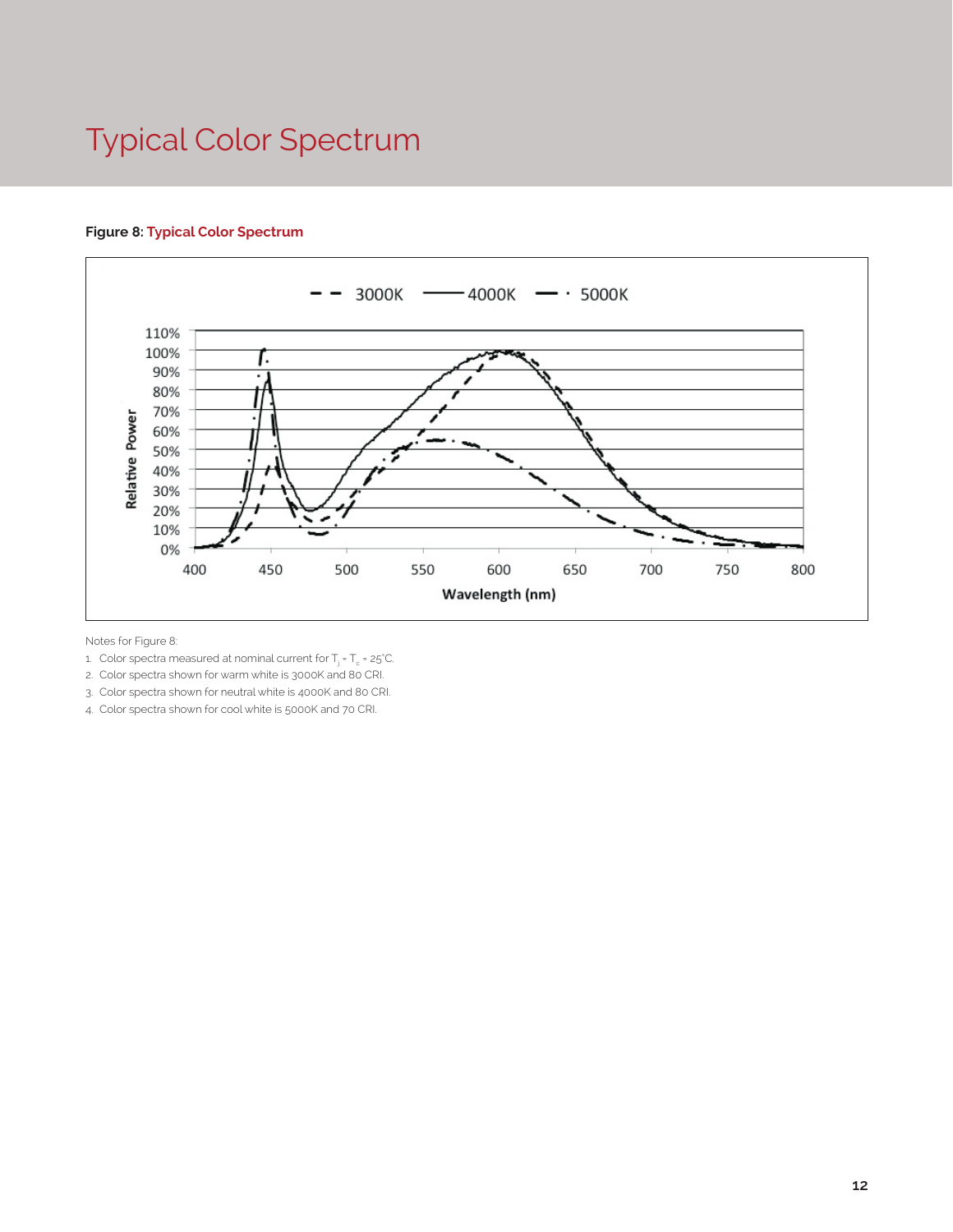# Typical Color Spectrum

**Figure 8: Typical Color Spectrum**

Notes for Figure 8:

1. Color spectra measured at nominal current for $T_j = T_c = 25°C$.
2. Color spectra shown for warm white is 3000K and 80 CRI.
3. Color spectra shown for neutral white is 4000K and 80 CRI.
4. Color spectra shown for cool white is 5000K and 70 CRI.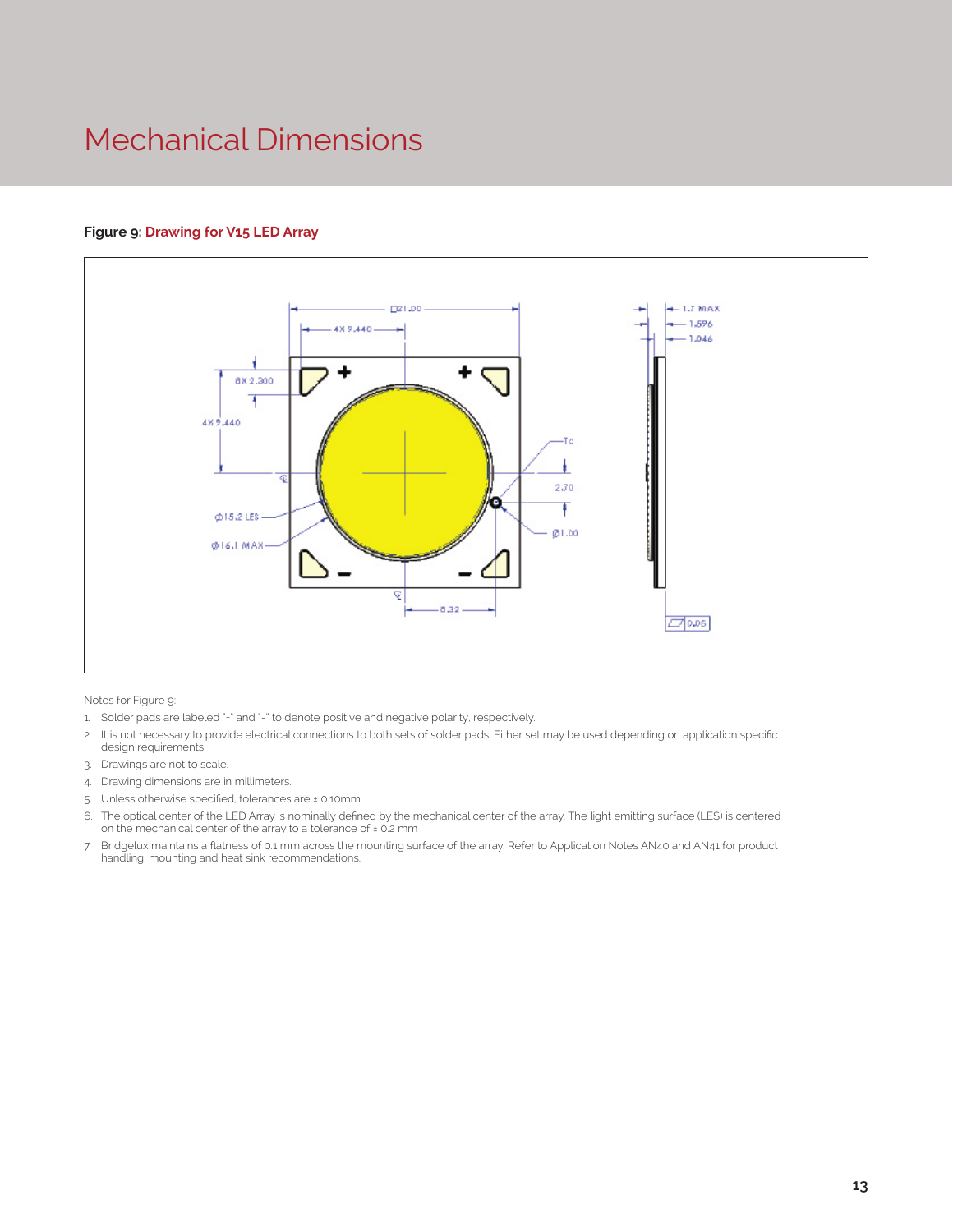# Mechanical Dimensions

**Figure 9: Drawing for V15 LED Array**

Notes for Figure 9:

1. Solder pads are labeled "+" and "-" to denote positive and negative polarity, respectively.
2. It is not necessary to provide electrical connections to both sets of solder pads. Either set may be used depending on application specific design requirements.
3. Drawings are not to scale.
4. Drawing dimensions are in millimeters.
5. Unless otherwise specified, tolerances are ± 0.10mm.
6. The optical center of the LED Array is nominally defined by the mechanical center of the array. The light emitting surface (LES) is centered on the mechanical center of the array to a tolerance of ± 0.2 mm
7. Bridgelux maintains a flatness of 0.1 mm across the mounting surface of the array. Refer to Application Notes AN40 and AN41 for product handling, mounting and heat sink recommendations.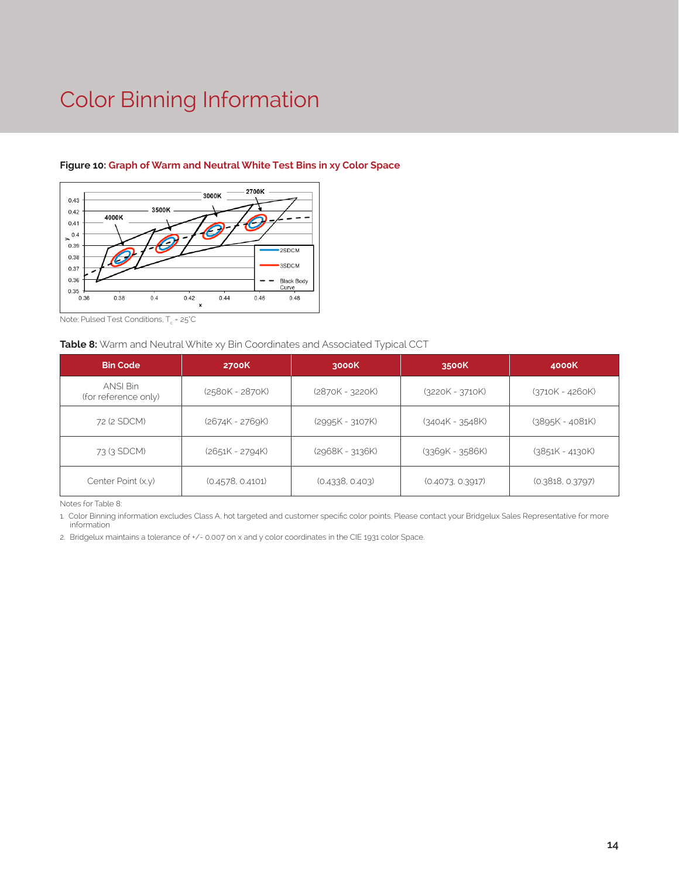# Color Binning Information

**Figure 10:** Graph of Warm and Neutral White Test Bins in xy Color Space

Note: Pulsed Test Conditions, $T_c$ = 25°C

**Table 8:** Warm and Neutral White xy Bin Coordinates and Associated Typical CCT

| Bin Code | 2700K | 3000K | 3500K | 4000K |
|---|---|---|---|---|
| ANSI Bin (for reference only) | (2580K - 2870K) | (2870K - 3220K) | (3220K - 3710K) | (3710K - 4260K) |
| 72 (2 SDCM) | (2674K - 2769K) | (2995K - 3107K) | (3404K - 3548K) | (3895K - 4081K) |
| 73 (3 SDCM) | (2651K - 2794K) | (2968K - 3136K) | (3369K - 3586K) | (3851K - 4130K) |
| Center Point (x,y) | (0.4578, 0.4101) | (0.4338, 0.403) | (0.4073, 0.3917) | (0.3818, 0.3797) |

Notes for Table 8:

1. Color Binning information excludes Class A, hot targeted and customer specific color points. Please contact your Bridgelux Sales Representative for more information
2. Bridgelux maintains a tolerance of +/- 0.007 on x and y color coordinates in the CIE 1931 color Space.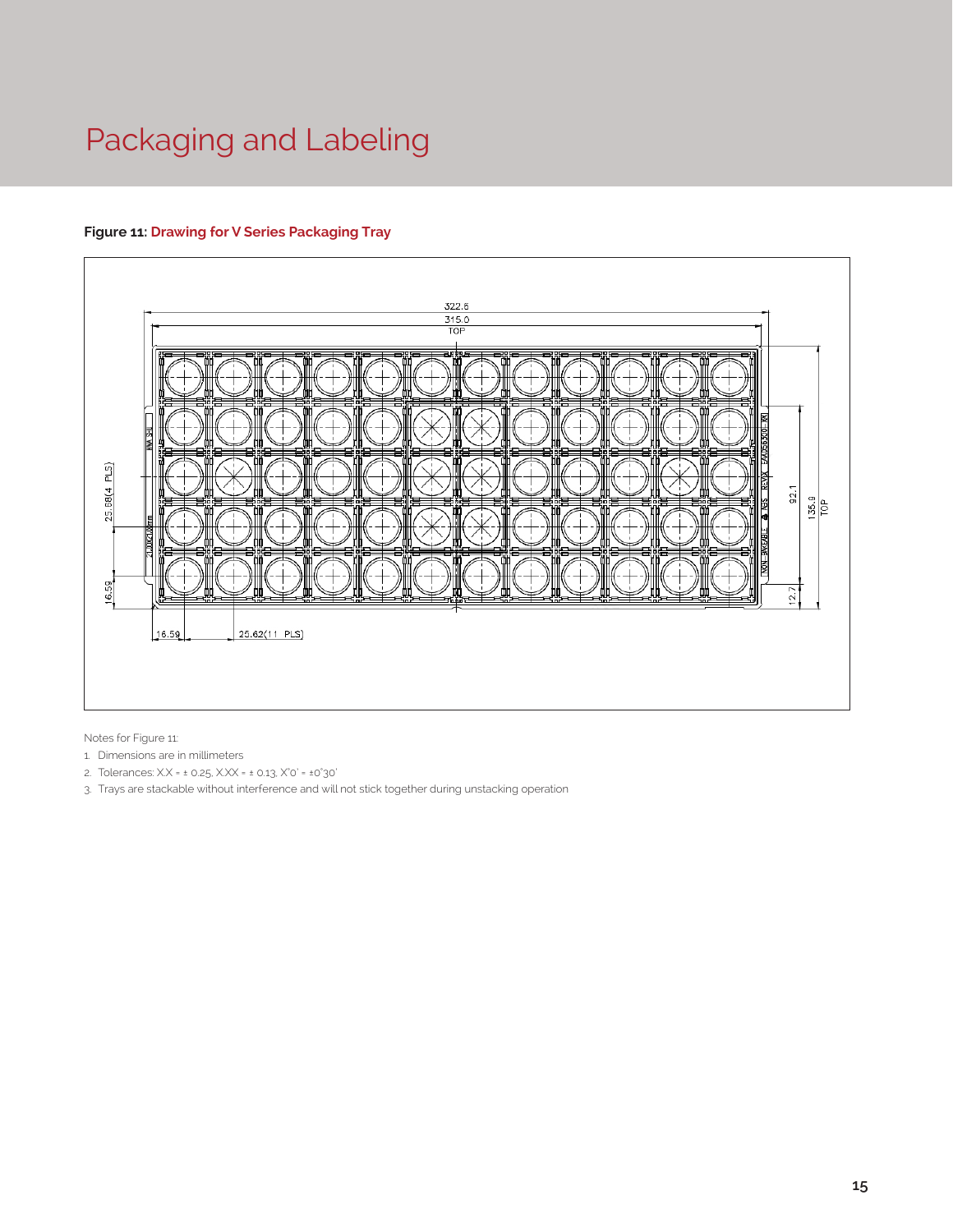# Packaging and Labeling

**Figure 11:** **Drawing for V Series Packaging Tray**

Notes for Figure 11:

1. Dimensions are in millimeters
2. Tolerances: X.X = ± 0.25, X.XX = ± 0.13, X°0' = ±0°30'
3. Trays are stackable without interference and will not stick together during unstacking operation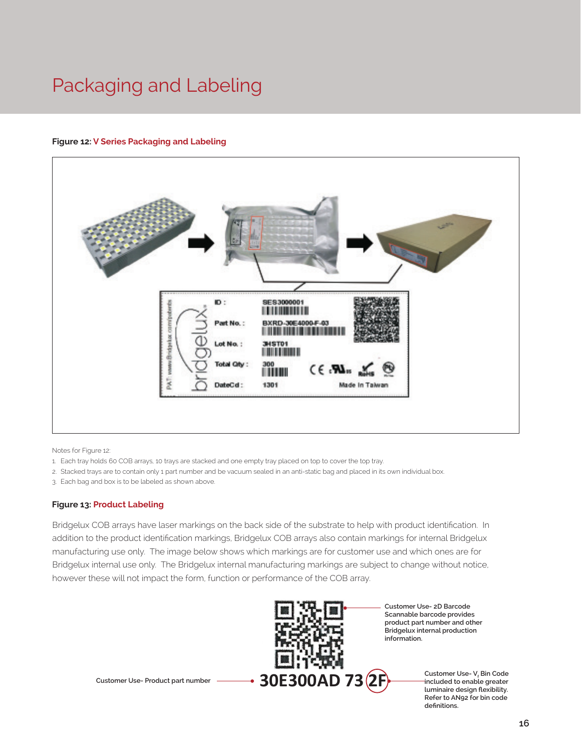# Packaging and Labeling

**Figure 12:** **V Series Packaging and Labeling**

Notes for Figure 12:

1. Each tray holds 60 COB arrays, 10 trays are stacked and one empty tray placed on top to cover the top tray.
2. Stacked trays are to contain only 1 part number and be vacuum sealed in an anti-static bag and placed in its own individual box.
3. Each bag and box is to be labeled as shown above.

**Figure 13:** **Product Labeling**

Bridgelux COB arrays have laser markings on the back side of the substrate to help with product identification. In addition to the product identification markings, Bridgelux COB arrays also contain markings for internal Bridgelux manufacturing use only. The image below shows which markings are for customer use and which ones are for Bridgelux internal use only. The Bridgelux internal manufacturing markings are subject to change without notice, however these will not impact the form, function or performance of the COB array.

Customer Use- 2D Barcode Scannable barcode provides product part number and other Bridgelux internal production information.

Customer Use- Product part number

30E300AD 73 2F

Customer Use- $V_f$ Bin Code included to enable greater luminaire design flexibility. Refer to AN92 for bin code definitions.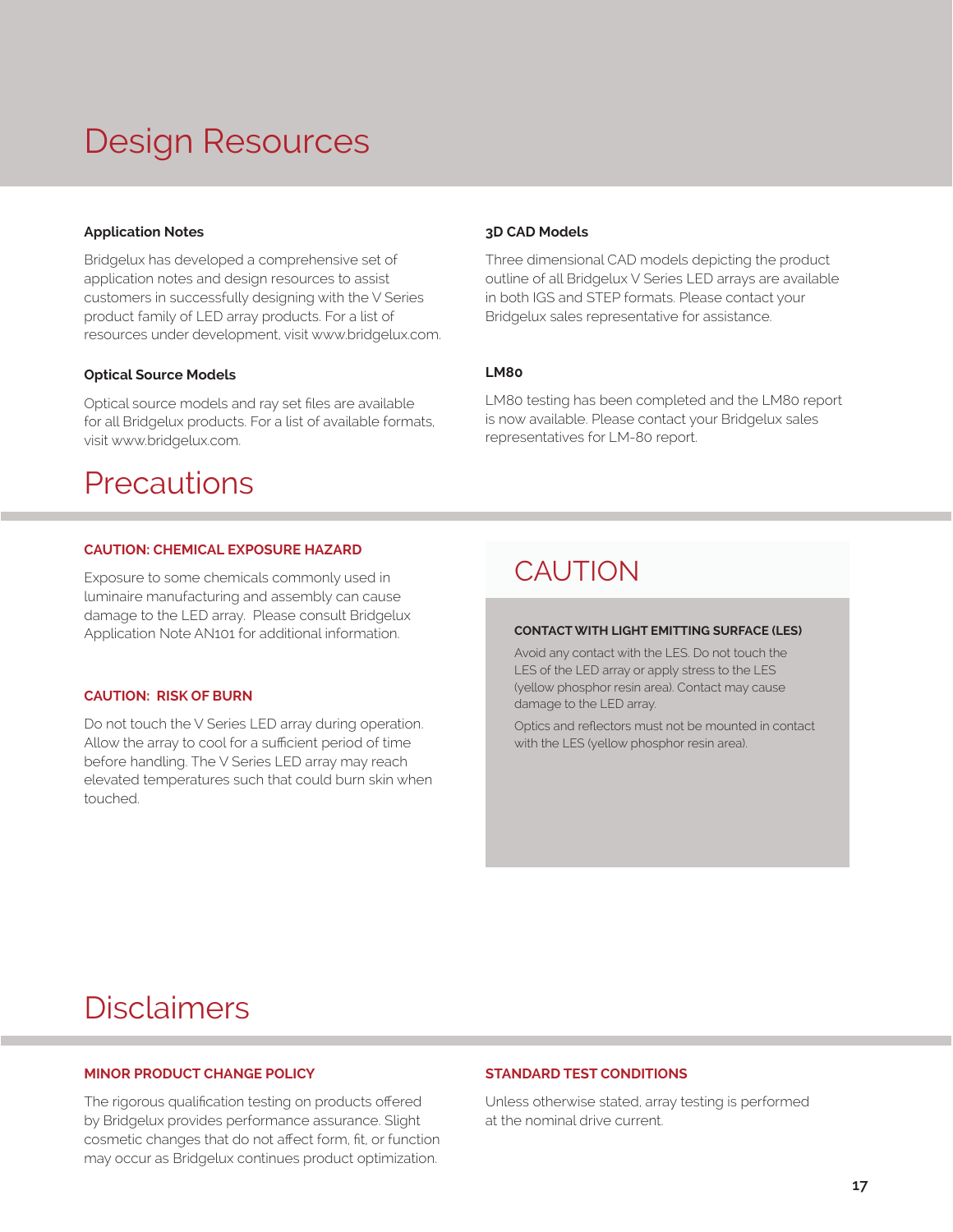# Design Resources

### Application Notes

Bridgelux has developed a comprehensive set of application notes and design resources to assist customers in successfully designing with the V Series product family of LED array products. For a list of resources under development, visit www.bridgelux.com.

### Optical Source Models

Optical source models and ray set files are available for all Bridgelux products. For a list of available formats, visit www.bridgelux.com.

### 3D CAD Models

Three dimensional CAD models depicting the product outline of all Bridgelux V Series LED arrays are available in both IGS and STEP formats. Please contact your Bridgelux sales representative for assistance.

### LM80

LM80 testing has been completed and the LM80 report is now available. Please contact your Bridgelux sales representatives for LM-80 report.

# Precautions

### CAUTION: CHEMICAL EXPOSURE HAZARD

Exposure to some chemicals commonly used in luminaire manufacturing and assembly can cause damage to the LED array. Please consult Bridgelux Application Note AN101 for additional information.

### CAUTION: RISK OF BURN

Do not touch the V Series LED array during operation. Allow the array to cool for a sufficient period of time before handling. The V Series LED array may reach elevated temperatures such that could burn skin when touched.

## CAUTION

**CONTACT WITH LIGHT EMITTING SURFACE (LES)**

Avoid any contact with the LES. Do not touch the LES of the LED array or apply stress to the LES (yellow phosphor resin area). Contact may cause damage to the LED array.

Optics and reflectors must not be mounted in contact with the LES (yellow phosphor resin area).

# Disclaimers

### MINOR PRODUCT CHANGE POLICY

The rigorous qualification testing on products offered by Bridgelux provides performance assurance. Slight cosmetic changes that do not affect form, fit, or function may occur as Bridgelux continues product optimization.

### STANDARD TEST CONDITIONS

Unless otherwise stated, array testing is performed at the nominal drive current.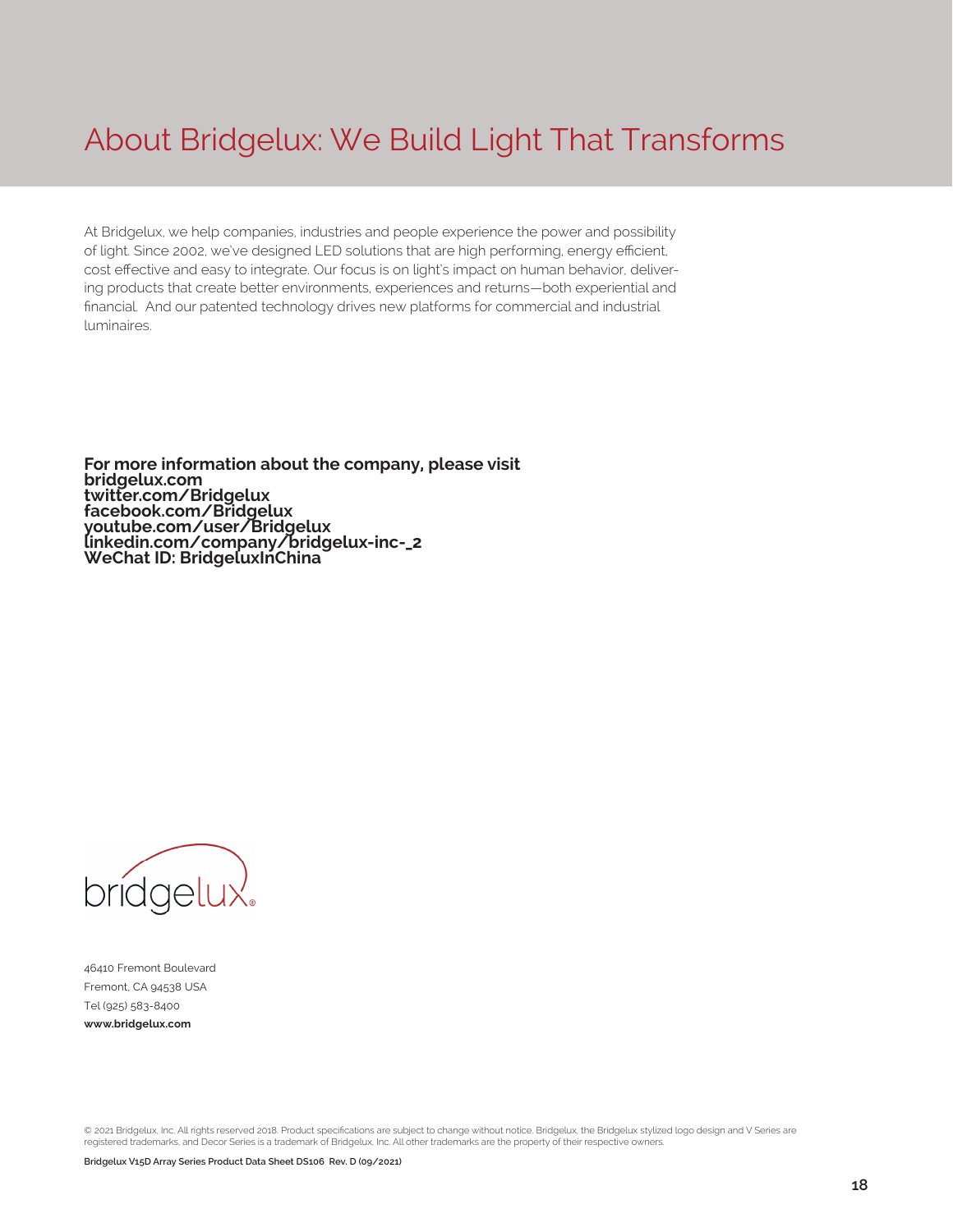# About Bridgelux: We Build Light That Transforms

At Bridgelux, we help companies, industries and people experience the power and possibility of light. Since 2002, we've designed LED solutions that are high performing, energy efficient, cost effective and easy to integrate. Our focus is on light's impact on human behavior, delivering products that create better environments, experiences and returns—both experiential and financial. And our patented technology drives new platforms for commercial and industrial luminaires.

**For more information about the company, please visit**
**bridgelux.com**
**twitter.com/Bridgelux**
**facebook.com/Bridgelux**
**youtube.com/user/Bridgelux**
**linkedin.com/company/bridgelux-inc-_2**
**WeChat ID: BridgeluxInChina**

bridgelux®

46410 Fremont Boulevard
Fremont, CA 94538 USA
Tel (925) 583-8400
**www.bridgelux.com**

© 2021 Bridgelux, Inc. All rights reserved 2018. Product specifications are subject to change without notice. Bridgelux, the Bridgelux stylized logo design and V Series are registered trademarks, and Decor Series is a trademark of Bridgelux, Inc. All other trademarks are the property of their respective owners.

**Bridgelux V15D Array Series Product Data Sheet DS106 Rev. D (09/2021)**